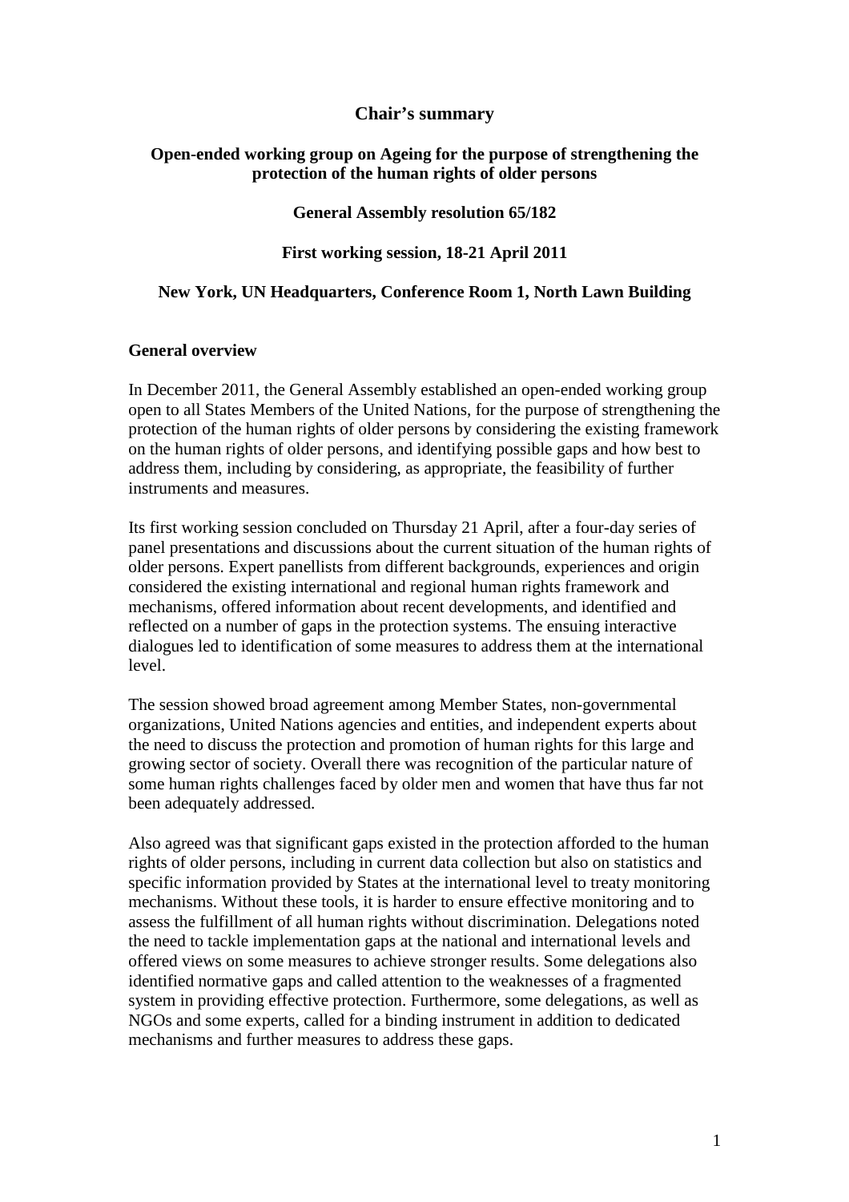# Chair's summary

## Open-ended working group on Ageing for the purpose of strengthening the protection of the human rights of older persons

### General Assembly resolution 65/182

### First working session, 18-21 April 2011

### New York, UN Headquarters, Conference Room 1, North Lawn Building

**General overview**

In December 2011, the General Assembly established an open-ended working group open to all States Members of the United Nations, for the purpose of strengthening the protection of the human rights of older persons by considering the existing framework on the human rights of older persons, and identifying possible gaps and how best to address them, including by considering, as appropriate, the feasibility of further instruments and measures.

Its first working session concluded on Thursday 21 April, after a four-day series of panel presentations and discussions about the current situation of the human rights of older persons. Expert panellists from different backgrounds, experiences and origin considered the existing international and regional human rights framework and mechanisms, offered information about recent developments, and identified and reflected on a number of gaps in the protection systems. The ensuing interactive dialogues led to identification of some measures to address them at the international level.

The session showed broad agreement among Member States, non-governmental organizations, United Nations agencies and entities, and independent experts about the need to discuss the protection and promotion of human rights for this large and growing sector of society. Overall there was recognition of the particular nature of some human rights challenges faced by older men and women that have thus far not been adequately addressed.

Also agreed was that significant gaps existed in the protection afforded to the human rights of older persons, including in current data collection but also on statistics and specific information provided by States at the international level to treaty monitoring mechanisms. Without these tools, it is harder to ensure effective monitoring and to assess the fulfillment of all human rights without discrimination. Delegations noted the need to tackle implementation gaps at the national and international levels and offered views on some measures to achieve stronger results. Some delegations also identified normative gaps and called attention to the weaknesses of a fragmented system in providing effective protection. Furthermore, some delegations, as well as NGOs and some experts, called for a binding instrument in addition to dedicated mechanisms and further measures to address these gaps.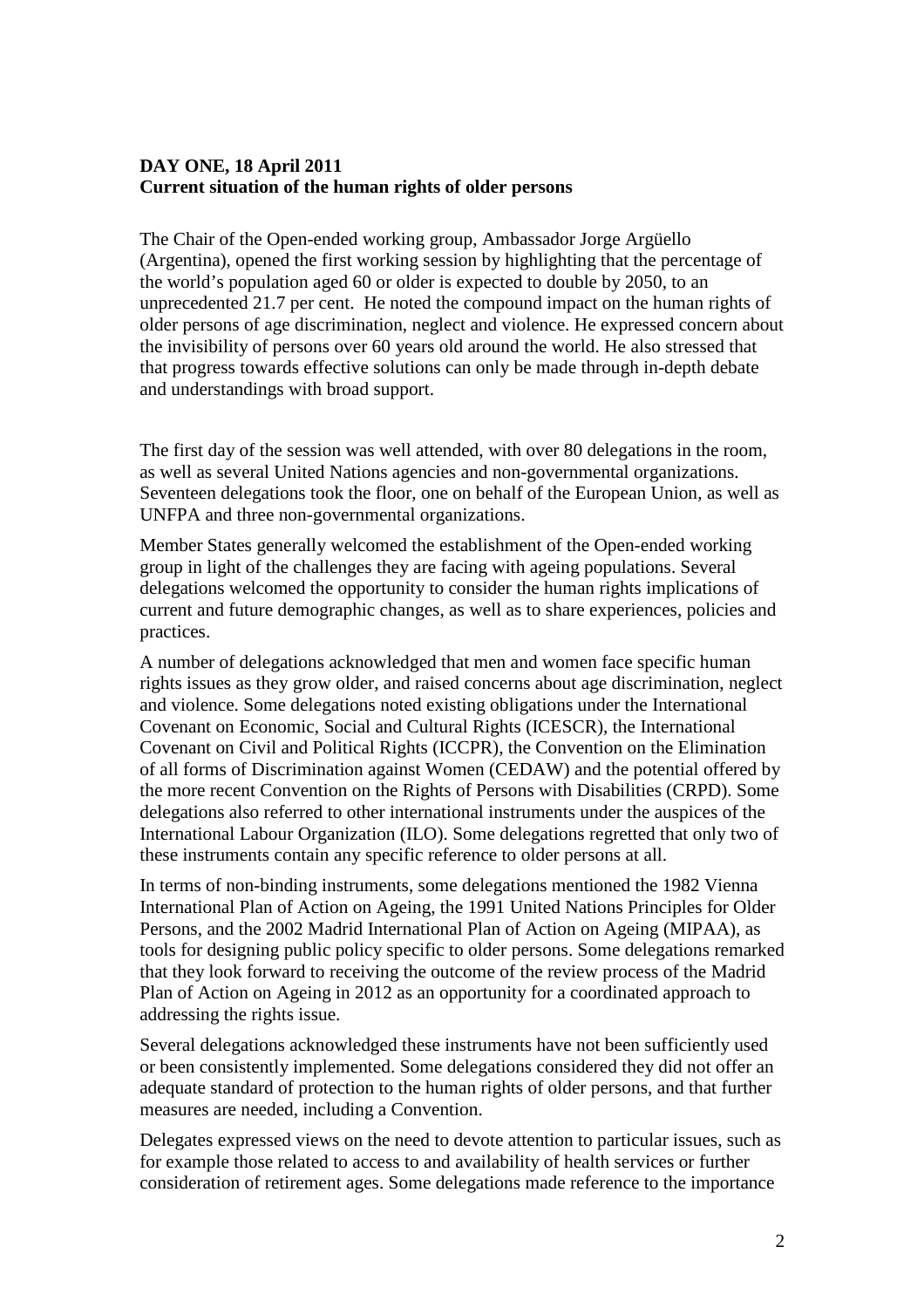**DAY ONE, 18 April 2011**
**Current situation of the human rights of older persons**

The Chair of the Open-ended working group, Ambassador Jorge Argüello (Argentina), opened the first working session by highlighting that the percentage of the world's population aged 60 or older is expected to double by 2050, to an unprecedented 21.7 per cent. He noted the compound impact on the human rights of older persons of age discrimination, neglect and violence. He expressed concern about the invisibility of persons over 60 years old around the world. He also stressed that that progress towards effective solutions can only be made through in-depth debate and understandings with broad support.

The first day of the session was well attended, with over 80 delegations in the room, as well as several United Nations agencies and non-governmental organizations. Seventeen delegations took the floor, one on behalf of the European Union, as well as UNFPA and three non-governmental organizations.

Member States generally welcomed the establishment of the Open-ended working group in light of the challenges they are facing with ageing populations. Several delegations welcomed the opportunity to consider the human rights implications of current and future demographic changes, as well as to share experiences, policies and practices.

A number of delegations acknowledged that men and women face specific human rights issues as they grow older, and raised concerns about age discrimination, neglect and violence. Some delegations noted existing obligations under the International Covenant on Economic, Social and Cultural Rights (ICESCR), the International Covenant on Civil and Political Rights (ICCPR), the Convention on the Elimination of all forms of Discrimination against Women (CEDAW) and the potential offered by the more recent Convention on the Rights of Persons with Disabilities (CRPD). Some delegations also referred to other international instruments under the auspices of the International Labour Organization (ILO). Some delegations regretted that only two of these instruments contain any specific reference to older persons at all.

In terms of non-binding instruments, some delegations mentioned the 1982 Vienna International Plan of Action on Ageing, the 1991 United Nations Principles for Older Persons, and the 2002 Madrid International Plan of Action on Ageing (MIPAA), as tools for designing public policy specific to older persons. Some delegations remarked that they look forward to receiving the outcome of the review process of the Madrid Plan of Action on Ageing in 2012 as an opportunity for a coordinated approach to addressing the rights issue.

Several delegations acknowledged these instruments have not been sufficiently used or been consistently implemented. Some delegations considered they did not offer an adequate standard of protection to the human rights of older persons, and that further measures are needed, including a Convention.

Delegates expressed views on the need to devote attention to particular issues, such as for example those related to access to and availability of health services or further consideration of retirement ages. Some delegations made reference to the importance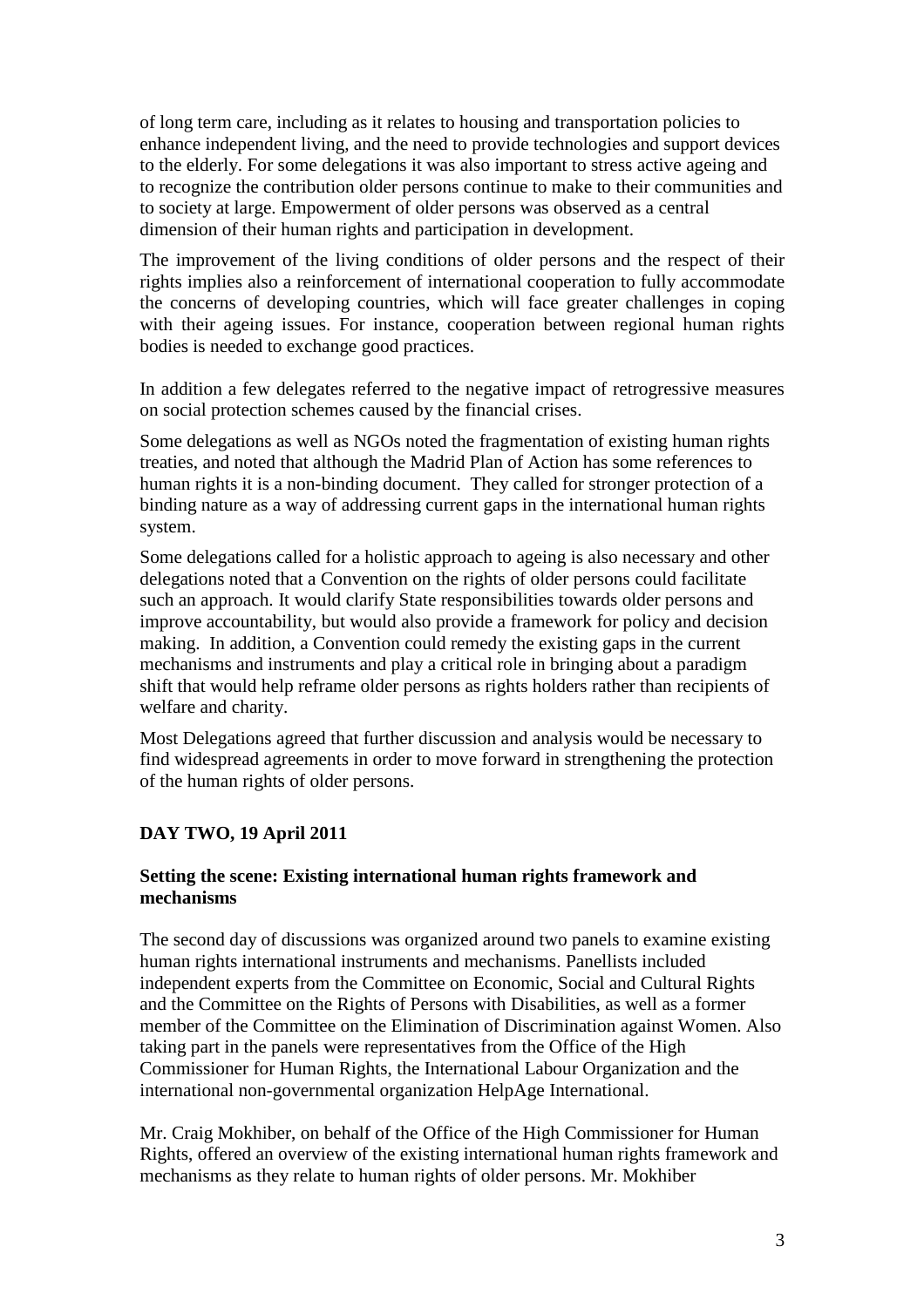of long term care, including as it relates to housing and transportation policies to enhance independent living, and the need to provide technologies and support devices to the elderly. For some delegations it was also important to stress active ageing and to recognize the contribution older persons continue to make to their communities and to society at large. Empowerment of older persons was observed as a central dimension of their human rights and participation in development.

The improvement of the living conditions of older persons and the respect of their rights implies also a reinforcement of international cooperation to fully accommodate the concerns of developing countries, which will face greater challenges in coping with their ageing issues. For instance, cooperation between regional human rights bodies is needed to exchange good practices.

In addition a few delegates referred to the negative impact of retrogressive measures on social protection schemes caused by the financial crises.

Some delegations as well as NGOs noted the fragmentation of existing human rights treaties, and noted that although the Madrid Plan of Action has some references to human rights it is a non-binding document. They called for stronger protection of a binding nature as a way of addressing current gaps in the international human rights system.

Some delegations called for a holistic approach to ageing is also necessary and other delegations noted that a Convention on the rights of older persons could facilitate such an approach. It would clarify State responsibilities towards older persons and improve accountability, but would also provide a framework for policy and decision making. In addition, a Convention could remedy the existing gaps in the current mechanisms and instruments and play a critical role in bringing about a paradigm shift that would help reframe older persons as rights holders rather than recipients of welfare and charity.

Most Delegations agreed that further discussion and analysis would be necessary to find widespread agreements in order to move forward in strengthening the protection of the human rights of older persons.

## DAY TWO, 19 April 2011

### Setting the scene: Existing international human rights framework and mechanisms

The second day of discussions was organized around two panels to examine existing human rights international instruments and mechanisms. Panellists included independent experts from the Committee on Economic, Social and Cultural Rights and the Committee on the Rights of Persons with Disabilities, as well as a former member of the Committee on the Elimination of Discrimination against Women. Also taking part in the panels were representatives from the Office of the High Commissioner for Human Rights, the International Labour Organization and the international non-governmental organization HelpAge International.

Mr. Craig Mokhiber, on behalf of the Office of the High Commissioner for Human Rights, offered an overview of the existing international human rights framework and mechanisms as they relate to human rights of older persons. Mr. Mokhiber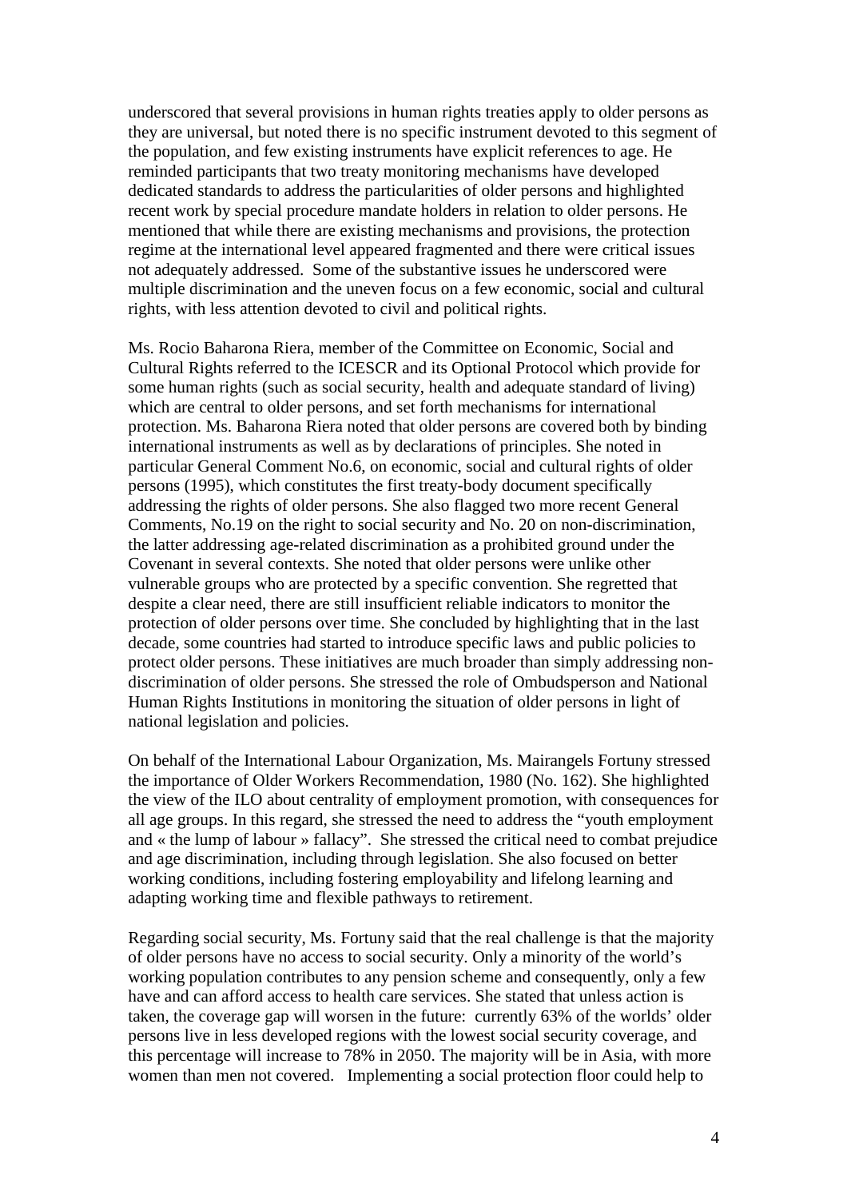underscored that several provisions in human rights treaties apply to older persons as they are universal, but noted there is no specific instrument devoted to this segment of the population, and few existing instruments have explicit references to age. He reminded participants that two treaty monitoring mechanisms have developed dedicated standards to address the particularities of older persons and highlighted recent work by special procedure mandate holders in relation to older persons. He mentioned that while there are existing mechanisms and provisions, the protection regime at the international level appeared fragmented and there were critical issues not adequately addressed. Some of the substantive issues he underscored were multiple discrimination and the uneven focus on a few economic, social and cultural rights, with less attention devoted to civil and political rights.

Ms. Rocio Baharona Riera, member of the Committee on Economic, Social and Cultural Rights referred to the ICESCR and its Optional Protocol which provide for some human rights (such as social security, health and adequate standard of living) which are central to older persons, and set forth mechanisms for international protection. Ms. Baharona Riera noted that older persons are covered both by binding international instruments as well as by declarations of principles. She noted in particular General Comment No.6, on economic, social and cultural rights of older persons (1995), which constitutes the first treaty-body document specifically addressing the rights of older persons. She also flagged two more recent General Comments, No.19 on the right to social security and No. 20 on non-discrimination, the latter addressing age-related discrimination as a prohibited ground under the Covenant in several contexts. She noted that older persons were unlike other vulnerable groups who are protected by a specific convention. She regretted that despite a clear need, there are still insufficient reliable indicators to monitor the protection of older persons over time. She concluded by highlighting that in the last decade, some countries had started to introduce specific laws and public policies to protect older persons. These initiatives are much broader than simply addressing non-discrimination of older persons. She stressed the role of Ombudsperson and National Human Rights Institutions in monitoring the situation of older persons in light of national legislation and policies.

On behalf of the International Labour Organization, Ms. Mairangels Fortuny stressed the importance of Older Workers Recommendation, 1980 (No. 162). She highlighted the view of the ILO about centrality of employment promotion, with consequences for all age groups. In this regard, she stressed the need to address the "youth employment and « the lump of labour » fallacy". She stressed the critical need to combat prejudice and age discrimination, including through legislation. She also focused on better working conditions, including fostering employability and lifelong learning and adapting working time and flexible pathways to retirement.

Regarding social security, Ms. Fortuny said that the real challenge is that the majority of older persons have no access to social security. Only a minority of the world's working population contributes to any pension scheme and consequently, only a few have and can afford access to health care services. She stated that unless action is taken, the coverage gap will worsen in the future: currently 63% of the worlds' older persons live in less developed regions with the lowest social security coverage, and this percentage will increase to 78% in 2050. The majority will be in Asia, with more women than men not covered. Implementing a social protection floor could help to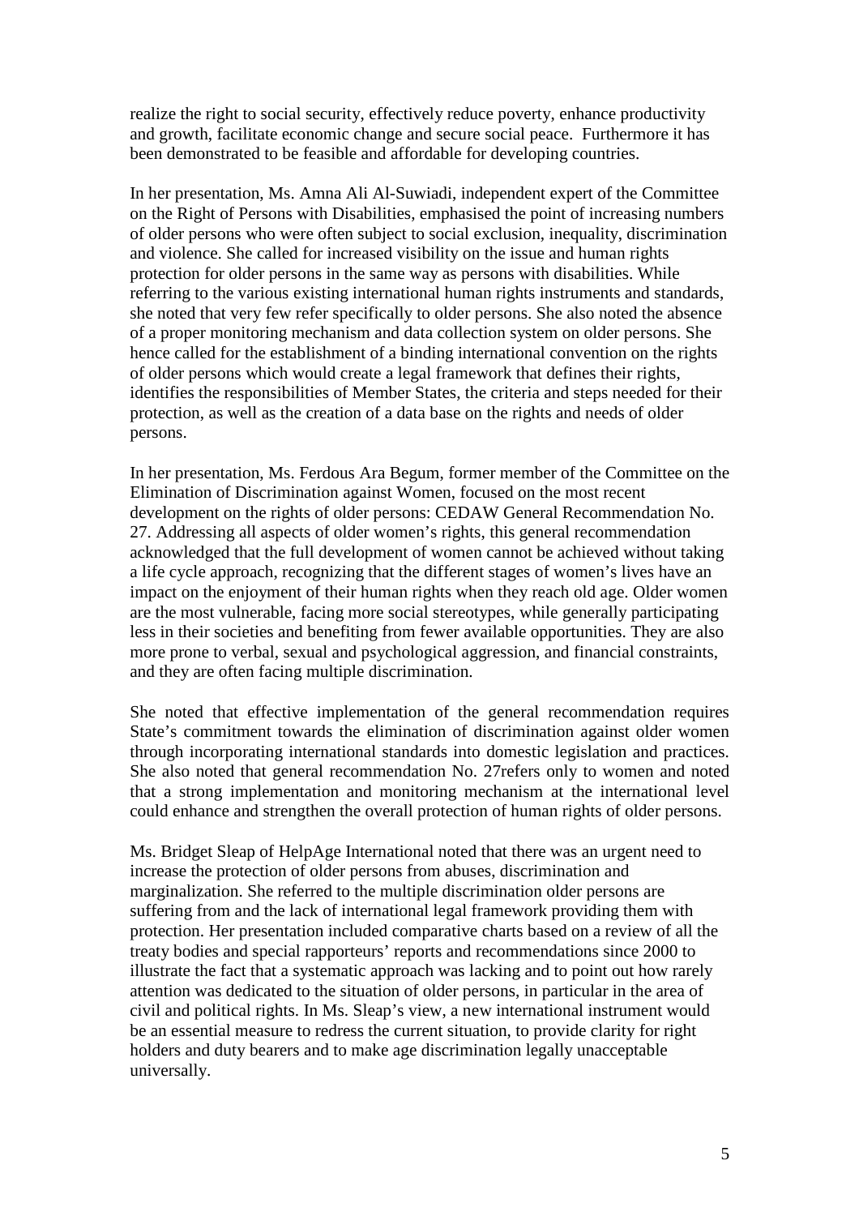realize the right to social security, effectively reduce poverty, enhance productivity and growth, facilitate economic change and secure social peace. Furthermore it has been demonstrated to be feasible and affordable for developing countries.

In her presentation, Ms. Amna Ali Al-Suwiadi, independent expert of the Committee on the Right of Persons with Disabilities, emphasised the point of increasing numbers of older persons who were often subject to social exclusion, inequality, discrimination and violence. She called for increased visibility on the issue and human rights protection for older persons in the same way as persons with disabilities. While referring to the various existing international human rights instruments and standards, she noted that very few refer specifically to older persons. She also noted the absence of a proper monitoring mechanism and data collection system on older persons. She hence called for the establishment of a binding international convention on the rights of older persons which would create a legal framework that defines their rights, identifies the responsibilities of Member States, the criteria and steps needed for their protection, as well as the creation of a data base on the rights and needs of older persons.

In her presentation, Ms. Ferdous Ara Begum, former member of the Committee on the Elimination of Discrimination against Women, focused on the most recent development on the rights of older persons: CEDAW General Recommendation No. 27. Addressing all aspects of older women's rights, this general recommendation acknowledged that the full development of women cannot be achieved without taking a life cycle approach, recognizing that the different stages of women's lives have an impact on the enjoyment of their human rights when they reach old age. Older women are the most vulnerable, facing more social stereotypes, while generally participating less in their societies and benefiting from fewer available opportunities. They are also more prone to verbal, sexual and psychological aggression, and financial constraints, and they are often facing multiple discrimination.

She noted that effective implementation of the general recommendation requires State's commitment towards the elimination of discrimination against older women through incorporating international standards into domestic legislation and practices. She also noted that general recommendation No. 27refers only to women and noted that a strong implementation and monitoring mechanism at the international level could enhance and strengthen the overall protection of human rights of older persons.

Ms. Bridget Sleap of HelpAge International noted that there was an urgent need to increase the protection of older persons from abuses, discrimination and marginalization. She referred to the multiple discrimination older persons are suffering from and the lack of international legal framework providing them with protection. Her presentation included comparative charts based on a review of all the treaty bodies and special rapporteurs' reports and recommendations since 2000 to illustrate the fact that a systematic approach was lacking and to point out how rarely attention was dedicated to the situation of older persons, in particular in the area of civil and political rights. In Ms. Sleap's view, a new international instrument would be an essential measure to redress the current situation, to provide clarity for right holders and duty bearers and to make age discrimination legally unacceptable universally.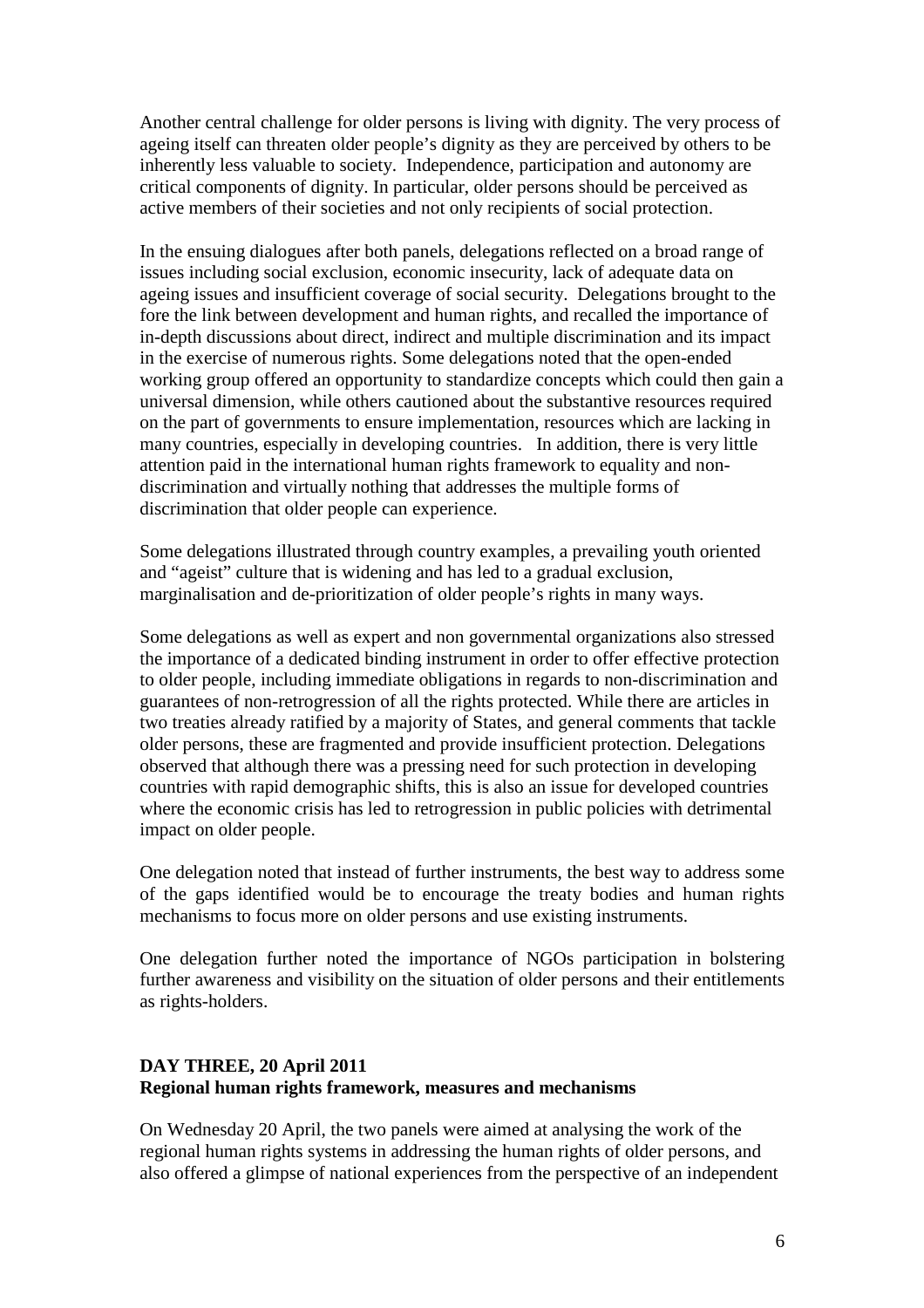Another central challenge for older persons is living with dignity. The very process of ageing itself can threaten older people's dignity as they are perceived by others to be inherently less valuable to society. Independence, participation and autonomy are critical components of dignity. In particular, older persons should be perceived as active members of their societies and not only recipients of social protection.

In the ensuing dialogues after both panels, delegations reflected on a broad range of issues including social exclusion, economic insecurity, lack of adequate data on ageing issues and insufficient coverage of social security. Delegations brought to the fore the link between development and human rights, and recalled the importance of in-depth discussions about direct, indirect and multiple discrimination and its impact in the exercise of numerous rights. Some delegations noted that the open-ended working group offered an opportunity to standardize concepts which could then gain a universal dimension, while others cautioned about the substantive resources required on the part of governments to ensure implementation, resources which are lacking in many countries, especially in developing countries. In addition, there is very little attention paid in the international human rights framework to equality and non-discrimination and virtually nothing that addresses the multiple forms of discrimination that older people can experience.

Some delegations illustrated through country examples, a prevailing youth oriented and "ageist" culture that is widening and has led to a gradual exclusion, marginalisation and de-prioritization of older people's rights in many ways.

Some delegations as well as expert and non governmental organizations also stressed the importance of a dedicated binding instrument in order to offer effective protection to older people, including immediate obligations in regards to non-discrimination and guarantees of non-retrogression of all the rights protected. While there are articles in two treaties already ratified by a majority of States, and general comments that tackle older persons, these are fragmented and provide insufficient protection. Delegations observed that although there was a pressing need for such protection in developing countries with rapid demographic shifts, this is also an issue for developed countries where the economic crisis has led to retrogression in public policies with detrimental impact on older people.

One delegation noted that instead of further instruments, the best way to address some of the gaps identified would be to encourage the treaty bodies and human rights mechanisms to focus more on older persons and use existing instruments.

One delegation further noted the importance of NGOs participation in bolstering further awareness and visibility on the situation of older persons and their entitlements as rights-holders.

**DAY THREE, 20 April 2011**
**Regional human rights framework, measures and mechanisms**

On Wednesday 20 April, the two panels were aimed at analysing the work of the regional human rights systems in addressing the human rights of older persons, and also offered a glimpse of national experiences from the perspective of an independent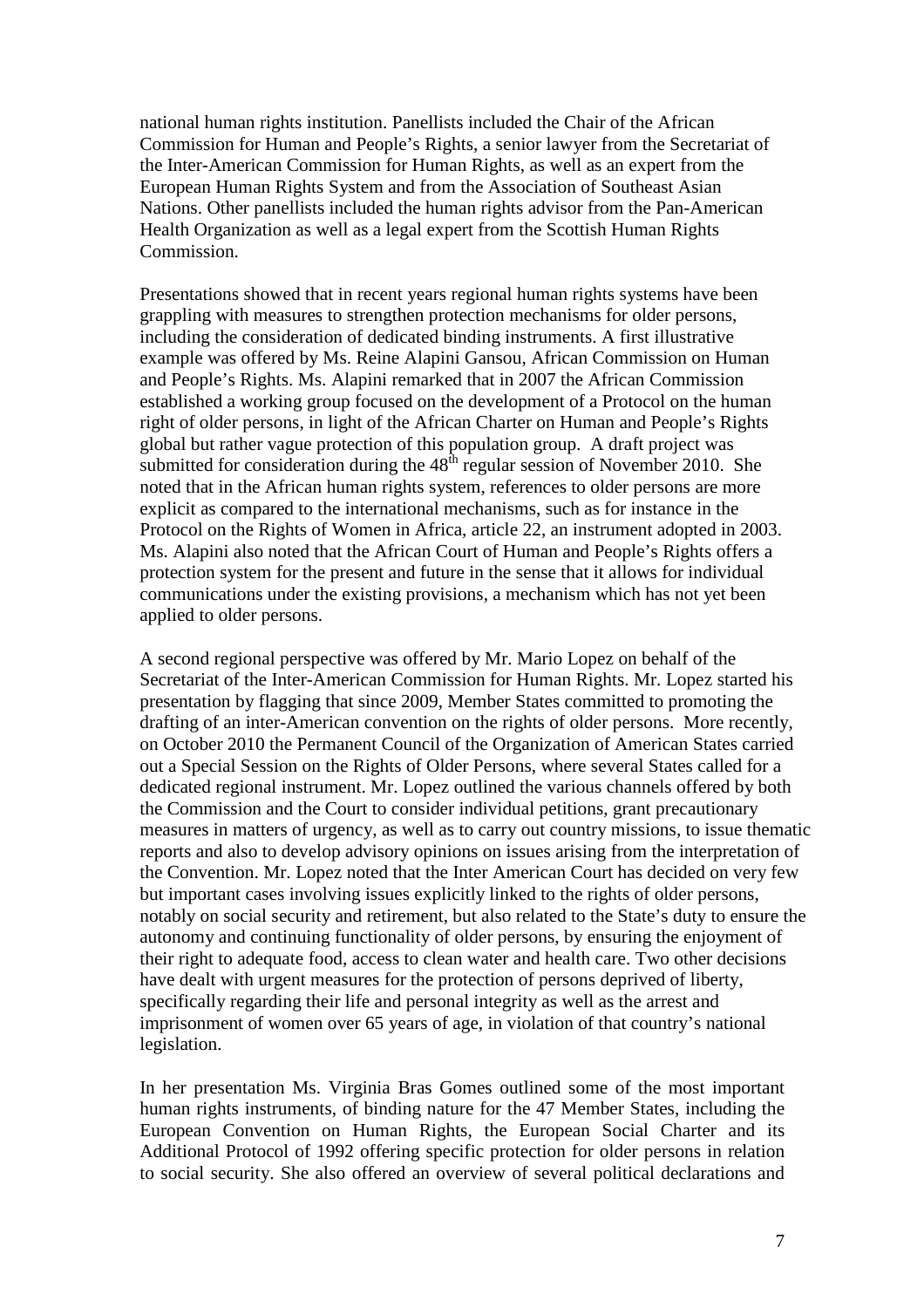national human rights institution. Panellists included the Chair of the African Commission for Human and People's Rights, a senior lawyer from the Secretariat of the Inter-American Commission for Human Rights, as well as an expert from the European Human Rights System and from the Association of Southeast Asian Nations. Other panellists included the human rights advisor from the Pan-American Health Organization as well as a legal expert from the Scottish Human Rights Commission.

Presentations showed that in recent years regional human rights systems have been grappling with measures to strengthen protection mechanisms for older persons, including the consideration of dedicated binding instruments. A first illustrative example was offered by Ms. Reine Alapini Gansou, African Commission on Human and People's Rights. Ms. Alapini remarked that in 2007 the African Commission established a working group focused on the development of a Protocol on the human right of older persons, in light of the African Charter on Human and People's Rights global but rather vague protection of this population group. A draft project was submitted for consideration during the 48th regular session of November 2010. She noted that in the African human rights system, references to older persons are more explicit as compared to the international mechanisms, such as for instance in the Protocol on the Rights of Women in Africa, article 22, an instrument adopted in 2003. Ms. Alapini also noted that the African Court of Human and People's Rights offers a protection system for the present and future in the sense that it allows for individual communications under the existing provisions, a mechanism which has not yet been applied to older persons.

A second regional perspective was offered by Mr. Mario Lopez on behalf of the Secretariat of the Inter-American Commission for Human Rights. Mr. Lopez started his presentation by flagging that since 2009, Member States committed to promoting the drafting of an inter-American convention on the rights of older persons. More recently, on October 2010 the Permanent Council of the Organization of American States carried out a Special Session on the Rights of Older Persons, where several States called for a dedicated regional instrument. Mr. Lopez outlined the various channels offered by both the Commission and the Court to consider individual petitions, grant precautionary measures in matters of urgency, as well as to carry out country missions, to issue thematic reports and also to develop advisory opinions on issues arising from the interpretation of the Convention. Mr. Lopez noted that the Inter American Court has decided on very few but important cases involving issues explicitly linked to the rights of older persons, notably on social security and retirement, but also related to the State's duty to ensure the autonomy and continuing functionality of older persons, by ensuring the enjoyment of their right to adequate food, access to clean water and health care. Two other decisions have dealt with urgent measures for the protection of persons deprived of liberty, specifically regarding their life and personal integrity as well as the arrest and imprisonment of women over 65 years of age, in violation of that country's national legislation.

In her presentation Ms. Virginia Bras Gomes outlined some of the most important human rights instruments, of binding nature for the 47 Member States, including the European Convention on Human Rights, the European Social Charter and its Additional Protocol of 1992 offering specific protection for older persons in relation to social security. She also offered an overview of several political declarations and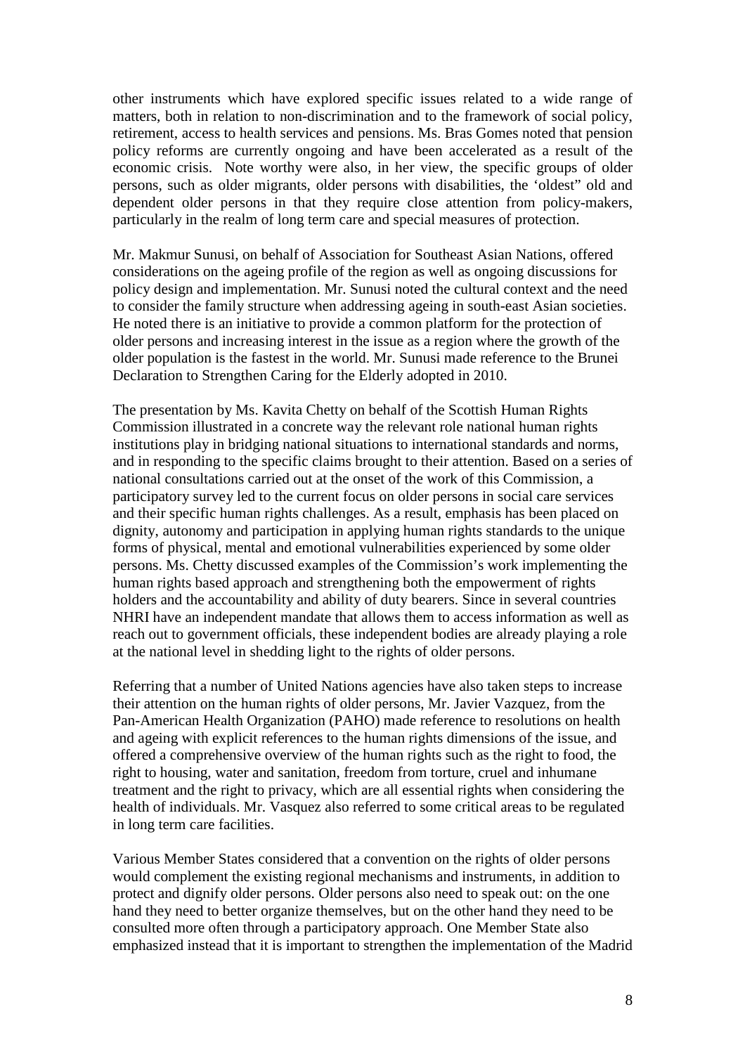other instruments which have explored specific issues related to a wide range of matters, both in relation to non-discrimination and to the framework of social policy, retirement, access to health services and pensions. Ms. Bras Gomes noted that pension policy reforms are currently ongoing and have been accelerated as a result of the economic crisis. Note worthy were also, in her view, the specific groups of older persons, such as older migrants, older persons with disabilities, the 'oldest" old and dependent older persons in that they require close attention from policy-makers, particularly in the realm of long term care and special measures of protection.

Mr. Makmur Sunusi, on behalf of Association for Southeast Asian Nations, offered considerations on the ageing profile of the region as well as ongoing discussions for policy design and implementation. Mr. Sunusi noted the cultural context and the need to consider the family structure when addressing ageing in south-east Asian societies. He noted there is an initiative to provide a common platform for the protection of older persons and increasing interest in the issue as a region where the growth of the older population is the fastest in the world. Mr. Sunusi made reference to the Brunei Declaration to Strengthen Caring for the Elderly adopted in 2010.

The presentation by Ms. Kavita Chetty on behalf of the Scottish Human Rights Commission illustrated in a concrete way the relevant role national human rights institutions play in bridging national situations to international standards and norms, and in responding to the specific claims brought to their attention. Based on a series of national consultations carried out at the onset of the work of this Commission, a participatory survey led to the current focus on older persons in social care services and their specific human rights challenges. As a result, emphasis has been placed on dignity, autonomy and participation in applying human rights standards to the unique forms of physical, mental and emotional vulnerabilities experienced by some older persons. Ms. Chetty discussed examples of the Commission's work implementing the human rights based approach and strengthening both the empowerment of rights holders and the accountability and ability of duty bearers. Since in several countries NHRI have an independent mandate that allows them to access information as well as reach out to government officials, these independent bodies are already playing a role at the national level in shedding light to the rights of older persons.

Referring that a number of United Nations agencies have also taken steps to increase their attention on the human rights of older persons, Mr. Javier Vazquez, from the Pan-American Health Organization (PAHO) made reference to resolutions on health and ageing with explicit references to the human rights dimensions of the issue, and offered a comprehensive overview of the human rights such as the right to food, the right to housing, water and sanitation, freedom from torture, cruel and inhumane treatment and the right to privacy, which are all essential rights when considering the health of individuals. Mr. Vasquez also referred to some critical areas to be regulated in long term care facilities.

Various Member States considered that a convention on the rights of older persons would complement the existing regional mechanisms and instruments, in addition to protect and dignify older persons. Older persons also need to speak out: on the one hand they need to better organize themselves, but on the other hand they need to be consulted more often through a participatory approach. One Member State also emphasized instead that it is important to strengthen the implementation of the Madrid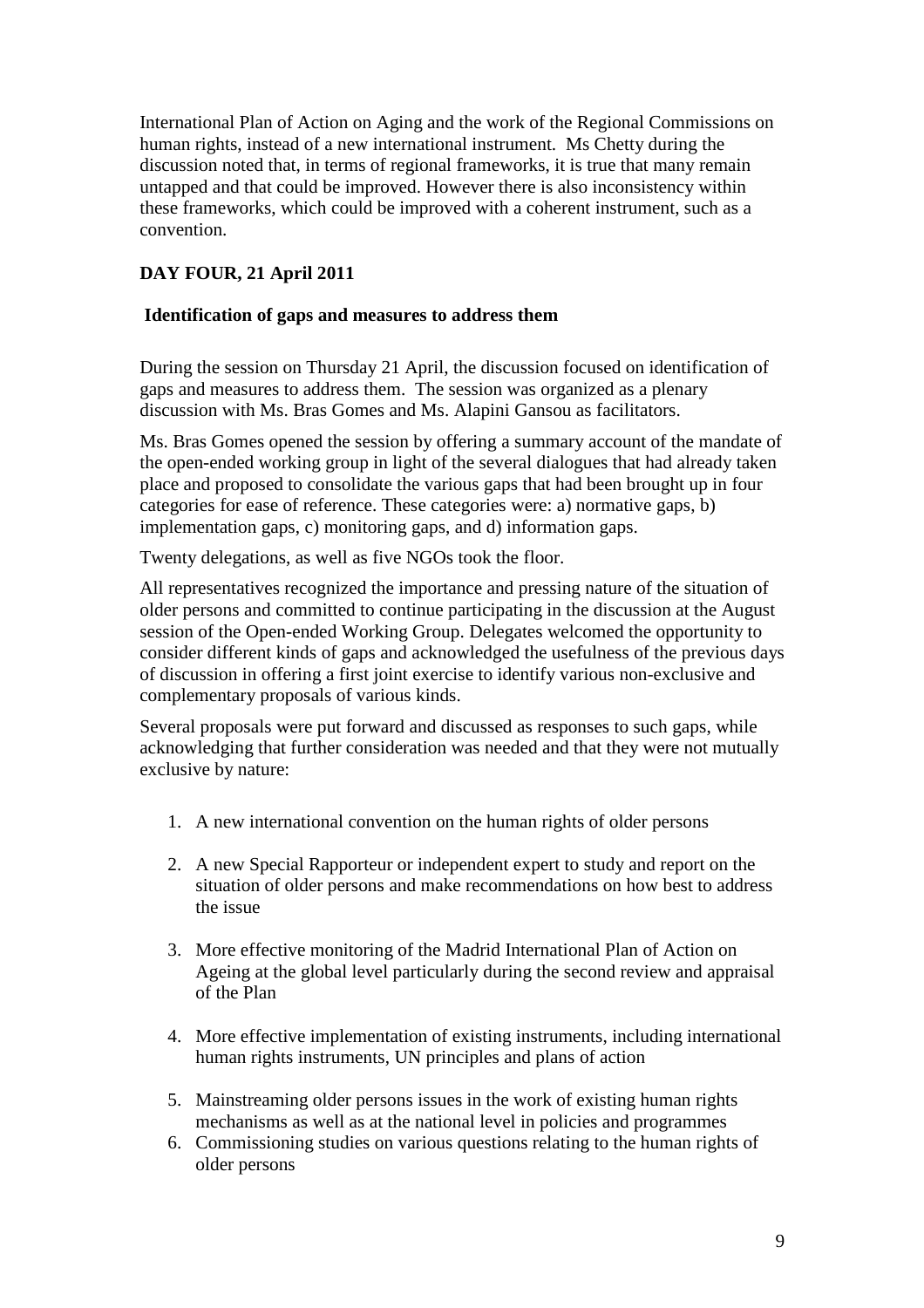International Plan of Action on Aging and the work of the Regional Commissions on human rights, instead of a new international instrument. Ms Chetty during the discussion noted that, in terms of regional frameworks, it is true that many remain untapped and that could be improved. However there is also inconsistency within these frameworks, which could be improved with a coherent instrument, such as a convention.

**DAY FOUR, 21 April 2011**

**Identification of gaps and measures to address them**

During the session on Thursday 21 April, the discussion focused on identification of gaps and measures to address them. The session was organized as a plenary discussion with Ms. Bras Gomes and Ms. Alapini Gansou as facilitators.

Ms. Bras Gomes opened the session by offering a summary account of the mandate of the open-ended working group in light of the several dialogues that had already taken place and proposed to consolidate the various gaps that had been brought up in four categories for ease of reference. These categories were: a) normative gaps, b) implementation gaps, c) monitoring gaps, and d) information gaps.

Twenty delegations, as well as five NGOs took the floor.

All representatives recognized the importance and pressing nature of the situation of older persons and committed to continue participating in the discussion at the August session of the Open-ended Working Group. Delegates welcomed the opportunity to consider different kinds of gaps and acknowledged the usefulness of the previous days of discussion in offering a first joint exercise to identify various non-exclusive and complementary proposals of various kinds.

Several proposals were put forward and discussed as responses to such gaps, while acknowledging that further consideration was needed and that they were not mutually exclusive by nature:

1. A new international convention on the human rights of older persons
2. A new Special Rapporteur or independent expert to study and report on the situation of older persons and make recommendations on how best to address the issue
3. More effective monitoring of the Madrid International Plan of Action on Ageing at the global level particularly during the second review and appraisal of the Plan
4. More effective implementation of existing instruments, including international human rights instruments, UN principles and plans of action
5. Mainstreaming older persons issues in the work of existing human rights mechanisms as well as at the national level in policies and programmes
6. Commissioning studies on various questions relating to the human rights of older persons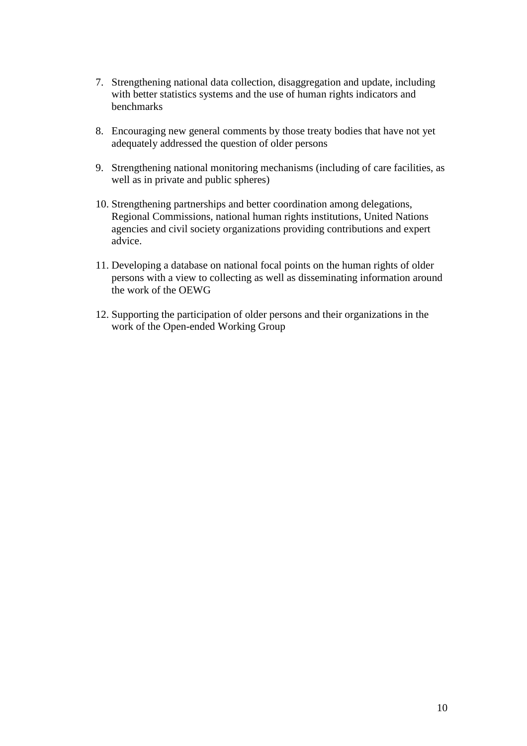7. Strengthening national data collection, disaggregation and update, including with better statistics systems and the use of human rights indicators and benchmarks

8. Encouraging new general comments by those treaty bodies that have not yet adequately addressed the question of older persons

9. Strengthening national monitoring mechanisms (including of care facilities, as well as in private and public spheres)

10. Strengthening partnerships and better coordination among delegations, Regional Commissions, national human rights institutions, United Nations agencies and civil society organizations providing contributions and expert advice.

11. Developing a database on national focal points on the human rights of older persons with a view to collecting as well as disseminating information around the work of the OEWG

12. Supporting the participation of older persons and their organizations in the work of the Open-ended Working Group